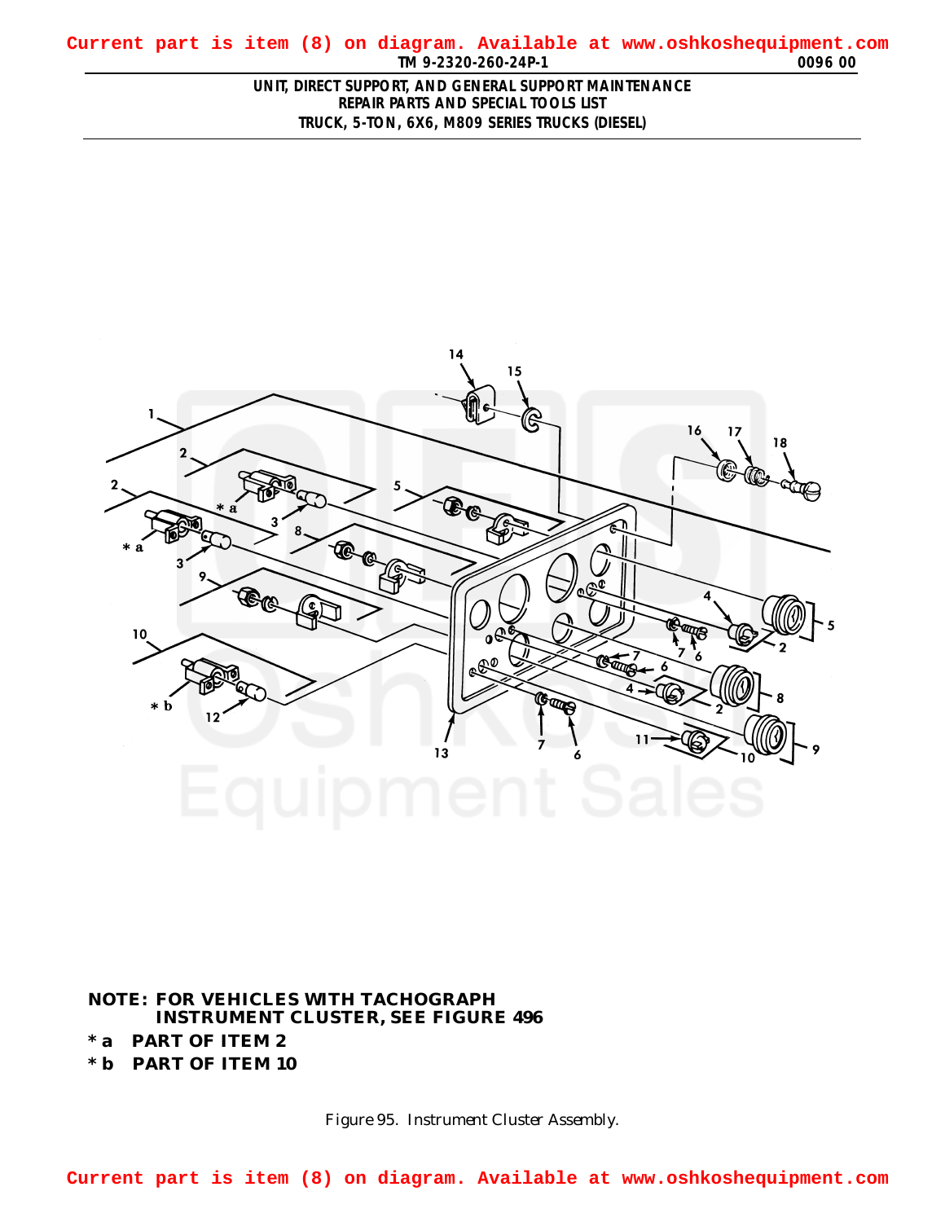Current part is item (8) on diagram. Available at www.oshkoshequipment.com

UNIT, DIRECT SUPPORT, AND GENERAL SUPPORT MAINTENANCE
REPAIR PARTS AND SPECIAL TOOLS LIST
TRUCK, 5-TON, 6X6, M809 SERIES TRUCKS (DIESEL)

**NOTE: FOR VEHICLES WITH TACHOGRAPH INSTRUMENT CLUSTER, SEE FIGURE 496**

**\* a PART OF ITEM 2**

**\* b PART OF ITEM 10**

Figure 95. Instrument Cluster Assembly.

Current part is item (8) on diagram. Available at www.oshkoshequipment.com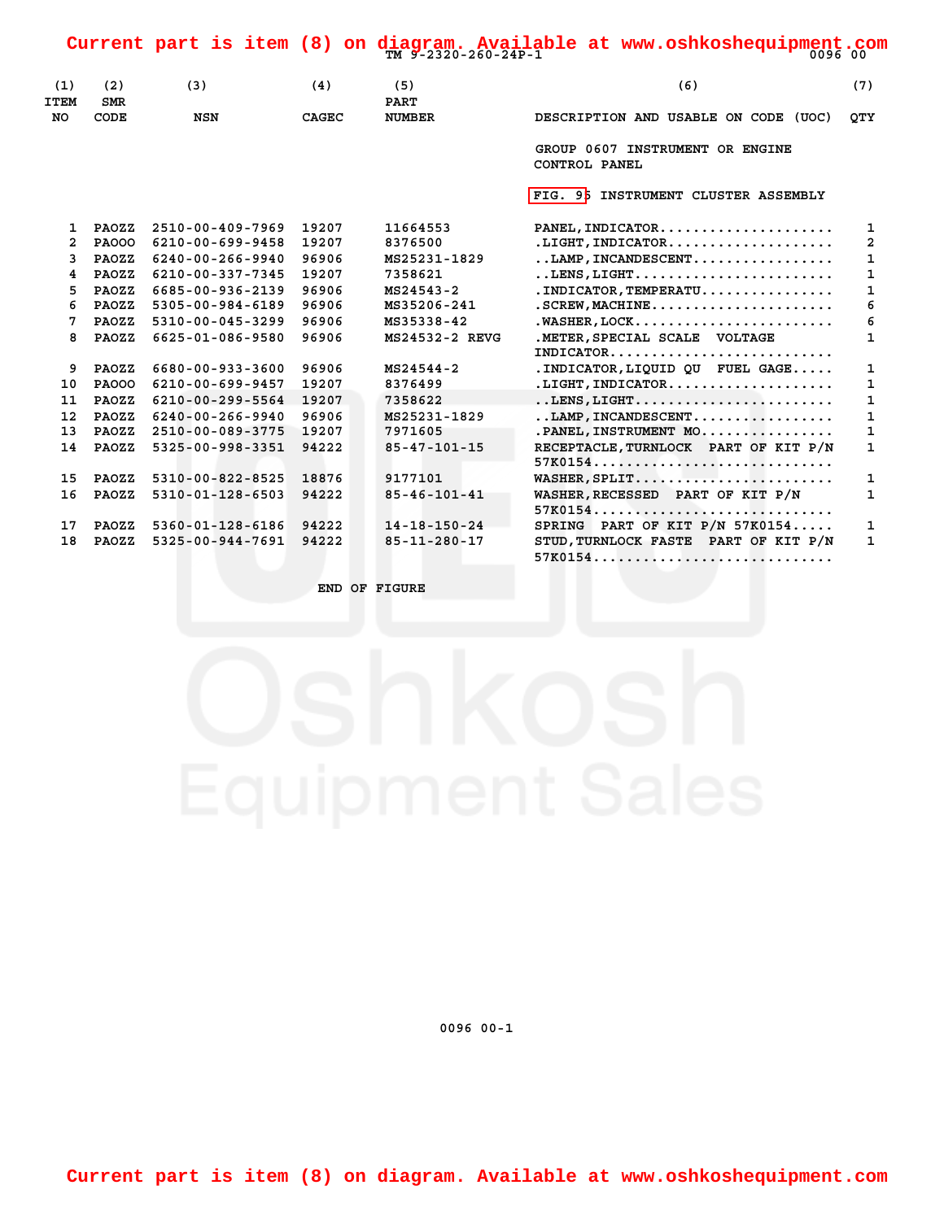Current part is item (8) on diagram. Available at www.oshkoshequipment.com

| (1) ITEM NO | (2) SMR CODE | (3) NSN | (4) CAGEC | (5) PART NUMBER | (6) DESCRIPTION AND USABLE ON CODE (UOC) | (7) QTY |
|---|---|---|---|---|---|---|
| | | | | | GROUP 0607 INSTRUMENT OR ENGINE CONTROL PANEL | |
| | | | | | FIG. 95 INSTRUMENT CLUSTER ASSEMBLY | |
| 1 | PAOZZ | 2510-00-409-7969 | 19207 | 11664553 | PANEL,INDICATOR.................... | 1 |
| 2 | PAOOO | 6210-00-699-9458 | 19207 | 8376500 | .LIGHT,INDICATOR................... | 2 |
| 3 | PAOZZ | 6240-00-266-9940 | 96906 | MS25231-1829 | ..LAMP,INCANDESCENT................ | 1 |
| 4 | PAOZZ | 6210-00-337-7345 | 19207 | 7358621 | ..LENS,LIGHT....................... | 1 |
| 5 | PAOZZ | 6685-00-936-2139 | 96906 | MS24543-2 | .INDICATOR,TEMPERATU............... | 1 |
| 6 | PAOZZ | 5305-00-984-6189 | 96906 | MS35206-241 | .SCREW,MACHINE..................... | 6 |
| 7 | PAOZZ | 5310-00-045-3299 | 96906 | MS35338-42 | .WASHER,LOCK....................... | 6 |
| 8 | PAOZZ | 6625-01-086-9580 | 96906 | MS24532-2 REVG | .METER,SPECIAL SCALE VOLTAGE INDICATOR.......................... | 1 |
| 9 | PAOZZ | 6680-00-933-3600 | 96906 | MS24544-2 | .INDICATOR,LIQUID QU FUEL GAGE..... | 1 |
| 10 | PAOOO | 6210-00-699-9457 | 19207 | 8376499 | .LIGHT,INDICATOR................... | 1 |
| 11 | PAOZZ | 6210-00-299-5564 | 19207 | 7358622 | ..LENS,LIGHT....................... | 1 |
| 12 | PAOZZ | 6240-00-266-9940 | 96906 | MS25231-1829 | ..LAMP,INCANDESCENT................ | 1 |
| 13 | PAOZZ | 2510-00-089-3775 | 19207 | 7971605 | .PANEL,INSTRUMENT MO............... | 1 |
| 14 | PAOZZ | 5325-00-998-3351 | 94222 | 85-47-101-15 | RECEPTACLE,TURNLOCK PART OF KIT P/N 57K0154............................ | 1 |
| 15 | PAOZZ | 5310-00-822-8525 | 18876 | 9177101 | WASHER,SPLIT....................... | 1 |
| 16 | PAOZZ | 5310-01-128-6503 | 94222 | 85-46-101-41 | WASHER,RECESSED PART OF KIT P/N 57K0154............................ | 1 |
| 17 | PAOZZ | 5360-01-128-6186 | 94222 | 14-18-150-24 | SPRING PART OF KIT P/N 57K0154..... | 1 |
| 18 | PAOZZ | 5325-00-944-7691 | 94222 | 85-11-280-17 | STUD,TURNLOCK FASTE PART OF KIT P/N 57K0154............................ | 1 |

END OF FIGURE

Current part is item (8) on diagram. Available at www.oshkoshequipment.com